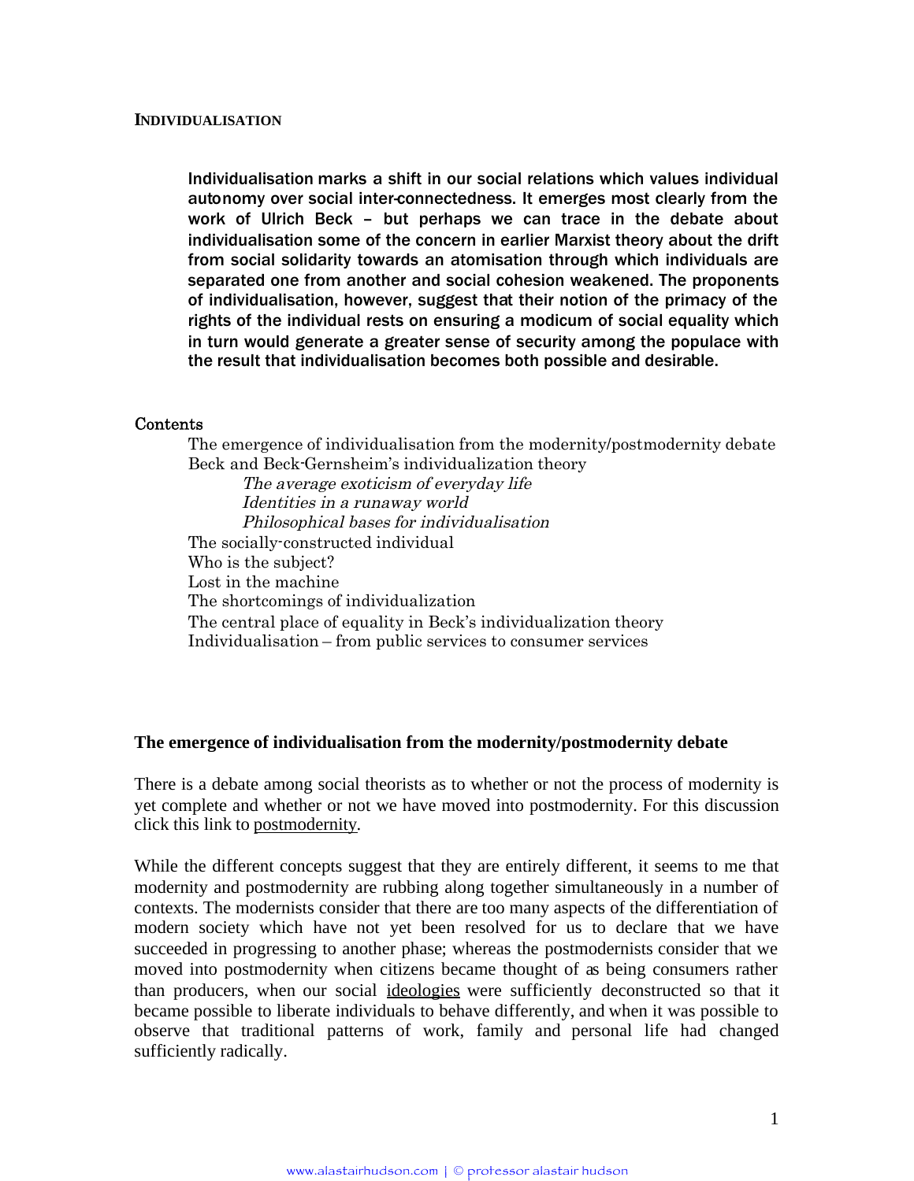**INDIVIDUALISATION**

**Individualisation marks a shift in our social relations which values individual autonomy over social inter-connectedness. It emerges most clearly from the work of Ulrich Beck – but perhaps we can trace in the debate about individualisation some of the concern in earlier Marxist theory about the drift from social solidarity towards an atomisation through which individuals are separated one from another and social cohesion weakened. The proponents of individualisation, however, suggest that their notion of the primacy of the rights of the individual rests on ensuring a modicum of social equality which in turn would generate a greater sense of security among the populace with the result that individualisation becomes both possible and desirable.**

Contents

- The emergence of individualisation from the modernity/postmodernity debate
- Beck and Beck-Gernsheim's individualization theory
  - *The average exoticism of everyday life*
  - *Identities in a runaway world*
  - *Philosophical bases for individualisation*
- The socially-constructed individual
- Who is the subject?
- Lost in the machine
- The shortcomings of individualization
- The central place of equality in Beck's individualization theory
- Individualisation – from public services to consumer services

## The emergence of individualisation from the modernity/postmodernity debate

There is a debate among social theorists as to whether or not the process of modernity is yet complete and whether or not we have moved into postmodernity. For this discussion click this link to postmodernity.

While the different concepts suggest that they are entirely different, it seems to me that modernity and postmodernity are rubbing along together simultaneously in a number of contexts. The modernists consider that there are too many aspects of the differentiation of modern society which have not yet been resolved for us to declare that we have succeeded in progressing to another phase; whereas the postmodernists consider that we moved into postmodernity when citizens became thought of as being consumers rather than producers, when our social ideologies were sufficiently deconstructed so that it became possible to liberate individuals to behave differently, and when it was possible to observe that traditional patterns of work, family and personal life had changed sufficiently radically.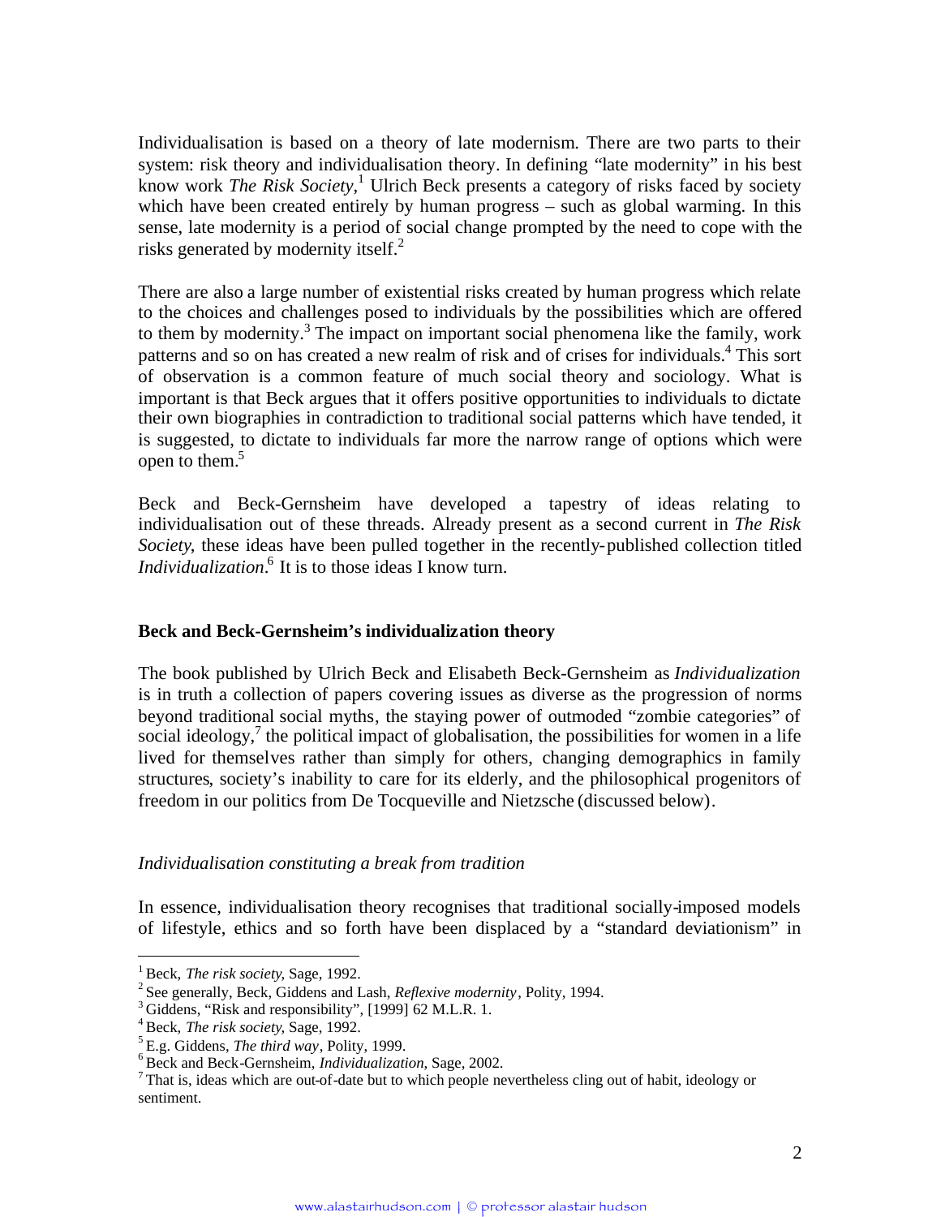Individualisation is based on a theory of late modernism. There are two parts to their system: risk theory and individualisation theory. In defining "late modernity" in his best know work *The Risk Society*,[1] Ulrich Beck presents a category of risks faced by society which have been created entirely by human progress – such as global warming. In this sense, late modernity is a period of social change prompted by the need to cope with the risks generated by modernity itself.[2]

There are also a large number of existential risks created by human progress which relate to the choices and challenges posed to individuals by the possibilities which are offered to them by modernity.[3] The impact on important social phenomena like the family, work patterns and so on has created a new realm of risk and of crises for individuals.[4] This sort of observation is a common feature of much social theory and sociology. What is important is that Beck argues that it offers positive opportunities to individuals to dictate their own biographies in contradiction to traditional social patterns which have tended, it is suggested, to dictate to individuals far more the narrow range of options which were open to them.[5]

Beck and Beck-Gernsheim have developed a tapestry of ideas relating to individualisation out of these threads. Already present as a second current in *The Risk Society*, these ideas have been pulled together in the recently-published collection titled *Individualization*.[6] It is to those ideas I know turn.

### Beck and Beck-Gernsheim's individualization theory

The book published by Ulrich Beck and Elisabeth Beck-Gernsheim as *Individualization* is in truth a collection of papers covering issues as diverse as the progression of norms beyond traditional social myths, the staying power of outmoded "zombie categories" of social ideology,[7] the political impact of globalisation, the possibilities for women in a life lived for themselves rather than simply for others, changing demographics in family structures, society's inability to care for its elderly, and the philosophical progenitors of freedom in our politics from De Tocqueville and Nietzsche (discussed below).

#### *Individualisation constituting a break from tradition*

In essence, individualisation theory recognises that traditional socially-imposed models of lifestyle, ethics and so forth have been displaced by a "standard deviationism" in

---

[1] Beck, *The risk society*, Sage, 1992.

[2] See generally, Beck, Giddens and Lash, *Reflexive modernity*, Polity, 1994.

[3] Giddens, "Risk and responsibility", [1999] 62 M.L.R. 1.

[4] Beck, *The risk society*, Sage, 1992.

[5] E.g. Giddens, *The third way*, Polity, 1999.

[6] Beck and Beck-Gernsheim, *Individualization*, Sage, 2002.

[7] That is, ideas which are out-of-date but to which people nevertheless cling out of habit, ideology or sentiment.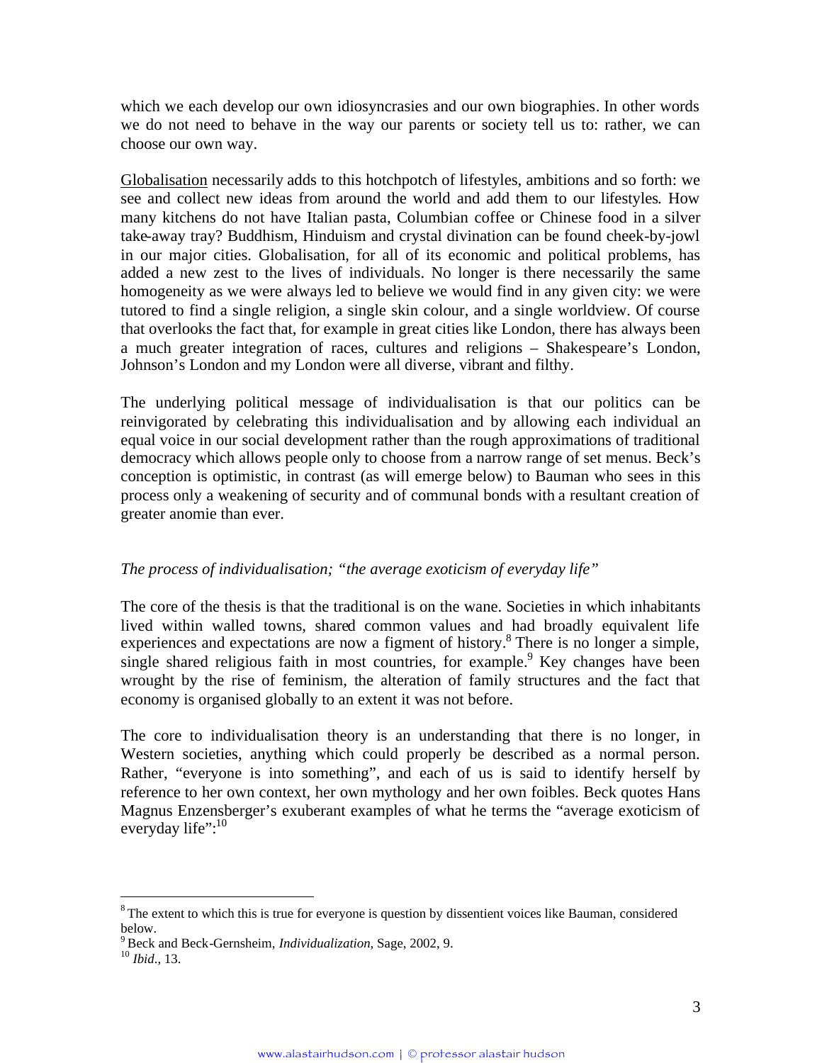which we each develop our own idiosyncrasies and our own biographies. In other words we do not need to behave in the way our parents or society tell us to: rather, we can choose our own way.

Globalisation necessarily adds to this hotchpotch of lifestyles, ambitions and so forth: we see and collect new ideas from around the world and add them to our lifestyles. How many kitchens do not have Italian pasta, Columbian coffee or Chinese food in a silver take-away tray? Buddhism, Hinduism and crystal divination can be found cheek-by-jowl in our major cities. Globalisation, for all of its economic and political problems, has added a new zest to the lives of individuals. No longer is there necessarily the same homogeneity as we were always led to believe we would find in any given city: we were tutored to find a single religion, a single skin colour, and a single worldview. Of course that overlooks the fact that, for example in great cities like London, there has always been a much greater integration of races, cultures and religions – Shakespeare's London, Johnson's London and my London were all diverse, vibrant and filthy.

The underlying political message of individualisation is that our politics can be reinvigorated by celebrating this individualisation and by allowing each individual an equal voice in our social development rather than the rough approximations of traditional democracy which allows people only to choose from a narrow range of set menus. Beck's conception is optimistic, in contrast (as will emerge below) to Bauman who sees in this process only a weakening of security and of communal bonds with a resultant creation of greater anomie than ever.

*The process of individualisation; "the average exoticism of everyday life"*

The core of the thesis is that the traditional is on the wane. Societies in which inhabitants lived within walled towns, shared common values and had broadly equivalent life experiences and expectations are now a figment of history.[8] There is no longer a simple, single shared religious faith in most countries, for example.[9] Key changes have been wrought by the rise of feminism, the alteration of family structures and the fact that economy is organised globally to an extent it was not before.

The core to individualisation theory is an understanding that there is no longer, in Western societies, anything which could properly be described as a normal person. Rather, "everyone is into something", and each of us is said to identify herself by reference to her own context, her own mythology and her own foibles. Beck quotes Hans Magnus Enzensberger's exuberant examples of what he terms the "average exoticism of everyday life":[10]

---

[8] The extent to which this is true for everyone is question by dissentient voices like Bauman, considered below.

[9] Beck and Beck-Gernsheim, *Individualization*, Sage, 2002, 9.

[10] *Ibid.*, 13.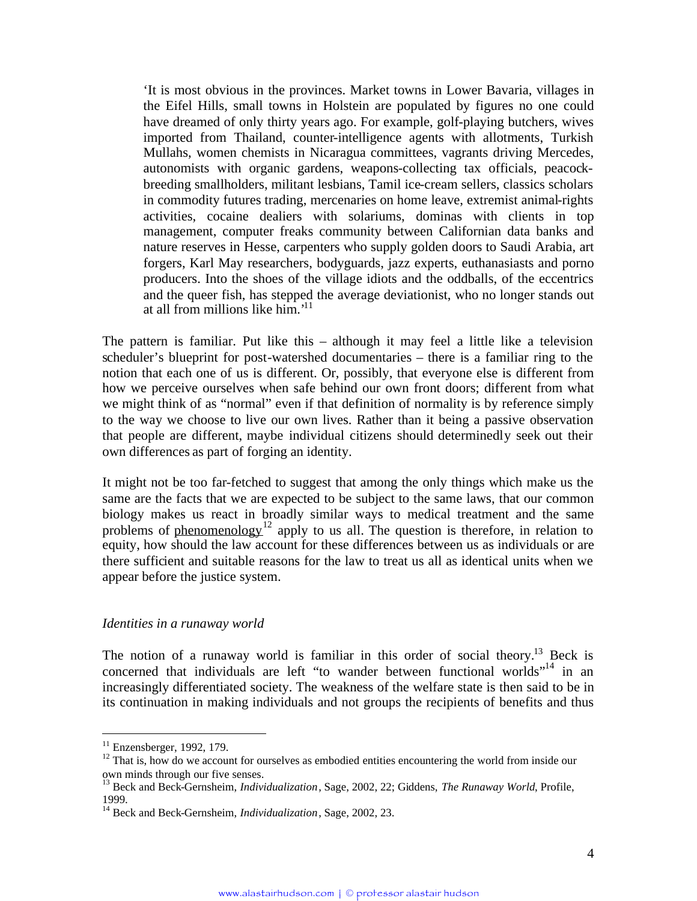> 'It is most obvious in the provinces. Market towns in Lower Bavaria, villages in the Eifel Hills, small towns in Holstein are populated by figures no one could have dreamed of only thirty years ago. For example, golf-playing butchers, wives imported from Thailand, counter-intelligence agents with allotments, Turkish Mullahs, women chemists in Nicaragua committees, vagrants driving Mercedes, autonomists with organic gardens, weapons-collecting tax officials, peacock-breeding smallholders, militant lesbians, Tamil ice-cream sellers, classics scholars in commodity futures trading, mercenaries on home leave, extremist animal-rights activities, cocaine dealiers with solariums, dominas with clients in top management, computer freaks community between Californian data banks and nature reserves in Hesse, carpenters who supply golden doors to Saudi Arabia, art forgers, Karl May researchers, bodyguards, jazz experts, euthanasiasts and porno producers. Into the shoes of the village idiots and the oddballs, of the eccentrics and the queer fish, has stepped the average deviationist, who no longer stands out at all from millions like him.'[11]

The pattern is familiar. Put like this – although it may feel a little like a television scheduler's blueprint for post-watershed documentaries – there is a familiar ring to the notion that each one of us is different. Or, possibly, that everyone else is different from how we perceive ourselves when safe behind our own front doors; different from what we might think of as "normal" even if that definition of normality is by reference simply to the way we choose to live our own lives. Rather than it being a passive observation that people are different, maybe individual citizens should determinedly seek out their own differences as part of forging an identity.

It might not be too far-fetched to suggest that among the only things which make us the same are the facts that we are expected to be subject to the same laws, that our common biology makes us react in broadly similar ways to medical treatment and the same problems of phenomenology[12] apply to us all. The question is therefore, in relation to equity, how should the law account for these differences between us as individuals or are there sufficient and suitable reasons for the law to treat us all as identical units when we appear before the justice system.

*Identities in a runaway world*

The notion of a runaway world is familiar in this order of social theory.[13] Beck is concerned that individuals are left "to wander between functional worlds"[14] in an increasingly differentiated society. The weakness of the welfare state is then said to be in its continuation in making individuals and not groups the recipients of benefits and thus

---

[11] Enzensberger, 1992, 179.

[12] That is, how do we account for ourselves as embodied entities encountering the world from inside our own minds through our five senses.

[13] Beck and Beck-Gernsheim, *Individualization*, Sage, 2002, 22; Giddens, *The Runaway World*, Profile, 1999.

[14] Beck and Beck-Gernsheim, *Individualization*, Sage, 2002, 23.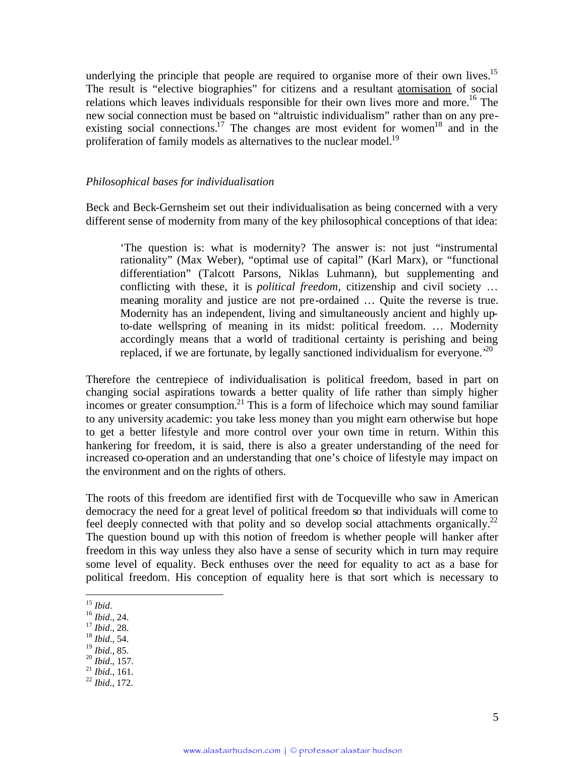underlying the principle that people are required to organise more of their own lives.[15] The result is "elective biographies" for citizens and a resultant atomisation of social relations which leaves individuals responsible for their own lives more and more.[16] The new social connection must be based on "altruistic individualism" rather than on any pre-existing social connections.[17] The changes are most evident for women[18] and in the proliferation of family models as alternatives to the nuclear model.[19]

*Philosophical bases for individualisation*

Beck and Beck-Gernsheim set out their individualisation as being concerned with a very different sense of modernity from many of the key philosophical conceptions of that idea:

> 'The question is: what is modernity? The answer is: not just "instrumental rationality" (Max Weber), "optimal use of capital" (Karl Marx), or "functional differentiation" (Talcott Parsons, Niklas Luhmann), but supplementing and conflicting with these, it is *political freedom*, citizenship and civil society … meaning morality and justice are not pre-ordained … Quite the reverse is true. Modernity has an independent, living and simultaneously ancient and highly up-to-date wellspring of meaning in its midst: political freedom. … Modernity accordingly means that a world of traditional certainty is perishing and being replaced, if we are fortunate, by legally sanctioned individualism for everyone.'[20]

Therefore the centrepiece of individualisation is political freedom, based in part on changing social aspirations towards a better quality of life rather than simply higher incomes or greater consumption.[21] This is a form of lifechoice which may sound familiar to any university academic: you take less money than you might earn otherwise but hope to get a better lifestyle and more control over your own time in return. Within this hankering for freedom, it is said, there is also a greater understanding of the need for increased co-operation and an understanding that one's choice of lifestyle may impact on the environment and on the rights of others.

The roots of this freedom are identified first with de Tocqueville who saw in American democracy the need for a great level of political freedom so that individuals will come to feel deeply connected with that polity and so develop social attachments organically.[22] The question bound up with this notion of freedom is whether people will hanker after freedom in this way unless they also have a sense of security which in turn may require some level of equality. Beck enthuses over the need for equality to act as a base for political freedom. His conception of equality here is that sort which is necessary to

---

[15] *Ibid*.
[16] *Ibid*., 24.
[17] *Ibid*., 28.
[18] *Ibid*., 54.
[19] *Ibid*., 85.
[20] *Ibid*., 157.
[21] *Ibid*., 161.
[22] *Ibid*., 172.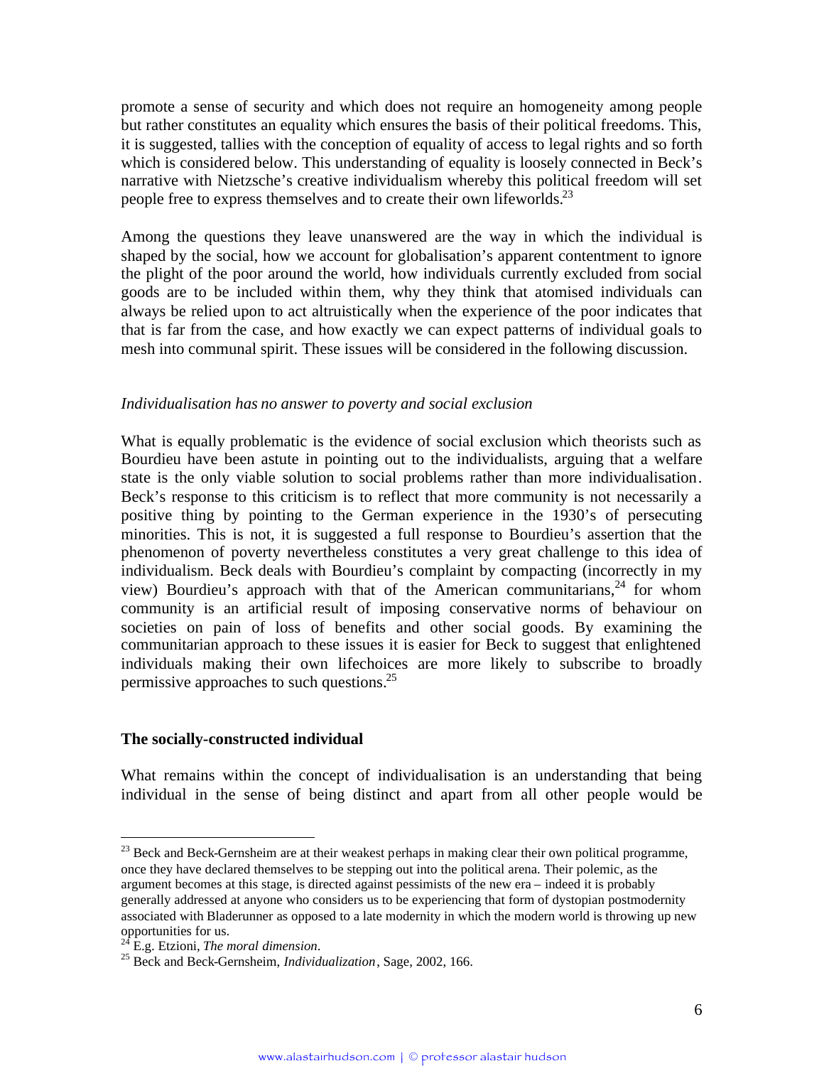promote a sense of security and which does not require an homogeneity among people but rather constitutes an equality which ensures the basis of their political freedoms. This, it is suggested, tallies with the conception of equality of access to legal rights and so forth which is considered below. This understanding of equality is loosely connected in Beck's narrative with Nietzsche's creative individualism whereby this political freedom will set people free to express themselves and to create their own lifeworlds.[23]

Among the questions they leave unanswered are the way in which the individual is shaped by the social, how we account for globalisation's apparent contentment to ignore the plight of the poor around the world, how individuals currently excluded from social goods are to be included within them, why they think that atomised individuals can always be relied upon to act altruistically when the experience of the poor indicates that that is far from the case, and how exactly we can expect patterns of individual goals to mesh into communal spirit. These issues will be considered in the following discussion.

*Individualisation has no answer to poverty and social exclusion*

What is equally problematic is the evidence of social exclusion which theorists such as Bourdieu have been astute in pointing out to the individualists, arguing that a welfare state is the only viable solution to social problems rather than more individualisation. Beck's response to this criticism is to reflect that more community is not necessarily a positive thing by pointing to the German experience in the 1930's of persecuting minorities. This is not, it is suggested a full response to Bourdieu's assertion that the phenomenon of poverty nevertheless constitutes a very great challenge to this idea of individualism. Beck deals with Bourdieu's complaint by compacting (incorrectly in my view) Bourdieu's approach with that of the American communitarians,[24] for whom community is an artificial result of imposing conservative norms of behaviour on societies on pain of loss of benefits and other social goods. By examining the communitarian approach to these issues it is easier for Beck to suggest that enlightened individuals making their own lifechoices are more likely to subscribe to broadly permissive approaches to such questions.[25]

### The socially-constructed individual

What remains within the concept of individualisation is an understanding that being individual in the sense of being distinct and apart from all other people would be

---

[23] Beck and Beck-Gernsheim are at their weakest perhaps in making clear their own political programme, once they have declared themselves to be stepping out into the political arena. Their polemic, as the argument becomes at this stage, is directed against pessimists of the new era – indeed it is probably generally addressed at anyone who considers us to be experiencing that form of dystopian postmodernity associated with Bladerunner as opposed to a late modernity in which the modern world is throwing up new opportunities for us.

[24] E.g. Etzioni, *The moral dimension*.

[25] Beck and Beck-Gernsheim, *Individualization*, Sage, 2002, 166.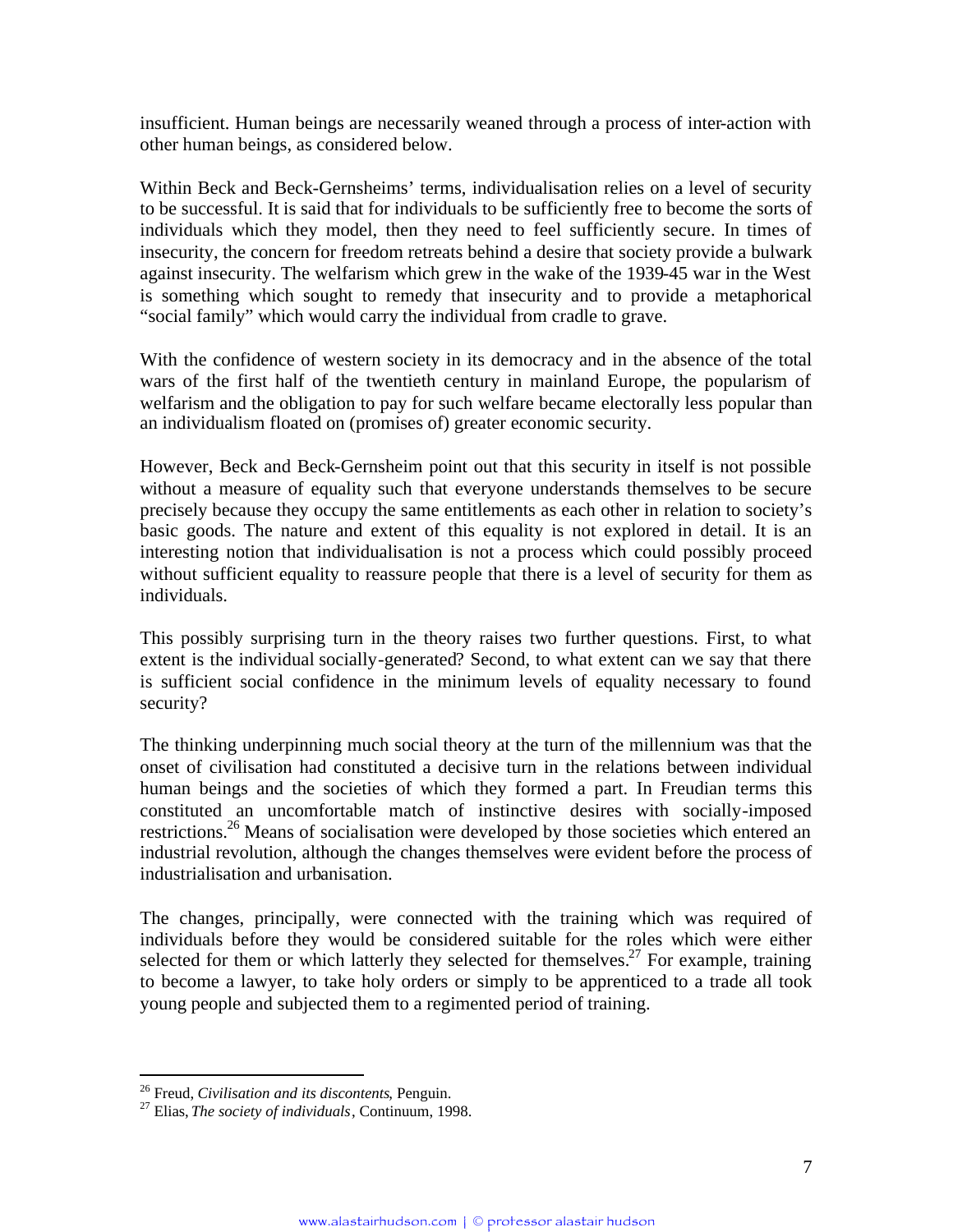insufficient. Human beings are necessarily weaned through a process of inter-action with other human beings, as considered below.

Within Beck and Beck-Gernsheims' terms, individualisation relies on a level of security to be successful. It is said that for individuals to be sufficiently free to become the sorts of individuals which they model, then they need to feel sufficiently secure. In times of insecurity, the concern for freedom retreats behind a desire that society provide a bulwark against insecurity. The welfarism which grew in the wake of the 1939-45 war in the West is something which sought to remedy that insecurity and to provide a metaphorical "social family" which would carry the individual from cradle to grave.

With the confidence of western society in its democracy and in the absence of the total wars of the first half of the twentieth century in mainland Europe, the popularism of welfarism and the obligation to pay for such welfare became electorally less popular than an individualism floated on (promises of) greater economic security.

However, Beck and Beck-Gernsheim point out that this security in itself is not possible without a measure of equality such that everyone understands themselves to be secure precisely because they occupy the same entitlements as each other in relation to society's basic goods. The nature and extent of this equality is not explored in detail. It is an interesting notion that individualisation is not a process which could possibly proceed without sufficient equality to reassure people that there is a level of security for them as individuals.

This possibly surprising turn in the theory raises two further questions. First, to what extent is the individual socially-generated? Second, to what extent can we say that there is sufficient social confidence in the minimum levels of equality necessary to found security?

The thinking underpinning much social theory at the turn of the millennium was that the onset of civilisation had constituted a decisive turn in the relations between individual human beings and the societies of which they formed a part. In Freudian terms this constituted an uncomfortable match of instinctive desires with socially-imposed restrictions.[26] Means of socialisation were developed by those societies which entered an industrial revolution, although the changes themselves were evident before the process of industrialisation and urbanisation.

The changes, principally, were connected with the training which was required of individuals before they would be considered suitable for the roles which were either selected for them or which latterly they selected for themselves.[27] For example, training to become a lawyer, to take holy orders or simply to be apprenticed to a trade all took young people and subjected them to a regimented period of training.

---

[26] Freud, *Civilisation and its discontents*, Penguin.

[27] Elias, *The society of individuals*, Continuum, 1998.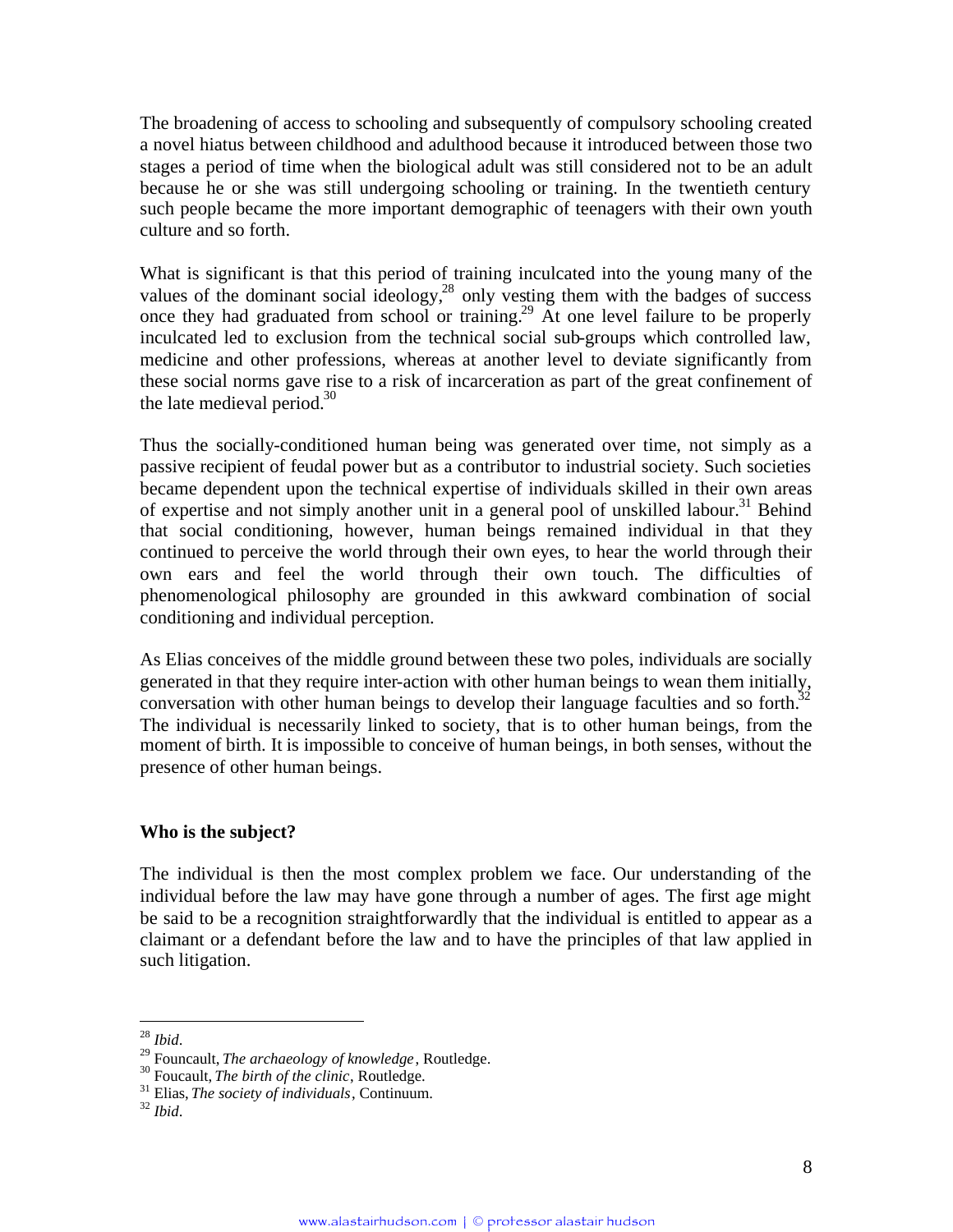The broadening of access to schooling and subsequently of compulsory schooling created a novel hiatus between childhood and adulthood because it introduced between those two stages a period of time when the biological adult was still considered not to be an adult because he or she was still undergoing schooling or training. In the twentieth century such people became the more important demographic of teenagers with their own youth culture and so forth.

What is significant is that this period of training inculcated into the young many of the values of the dominant social ideology,[28] only vesting them with the badges of success once they had graduated from school or training.[29] At one level failure to be properly inculcated led to exclusion from the technical social sub-groups which controlled law, medicine and other professions, whereas at another level to deviate significantly from these social norms gave rise to a risk of incarceration as part of the great confinement of the late medieval period.[30]

Thus the socially-conditioned human being was generated over time, not simply as a passive recipient of feudal power but as a contributor to industrial society. Such societies became dependent upon the technical expertise of individuals skilled in their own areas of expertise and not simply another unit in a general pool of unskilled labour.[31] Behind that social conditioning, however, human beings remained individual in that they continued to perceive the world through their own eyes, to hear the world through their own ears and feel the world through their own touch. The difficulties of phenomenological philosophy are grounded in this awkward combination of social conditioning and individual perception.

As Elias conceives of the middle ground between these two poles, individuals are socially generated in that they require inter-action with other human beings to wean them initially, conversation with other human beings to develop their language faculties and so forth.[32] The individual is necessarily linked to society, that is to other human beings, from the moment of birth. It is impossible to conceive of human beings, in both senses, without the presence of other human beings.

**Who is the subject?**

The individual is then the most complex problem we face. Our understanding of the individual before the law may have gone through a number of ages. The first age might be said to be a recognition straightforwardly that the individual is entitled to appear as a claimant or a defendant before the law and to have the principles of that law applied in such litigation.

---

[28] *Ibid*.

[29] Founcault, *The archaeology of knowledge*, Routledge.

[30] Foucault, *The birth of the clinic*, Routledge.

[31] Elias, *The society of individuals*, Continuum.

[32] *Ibid*.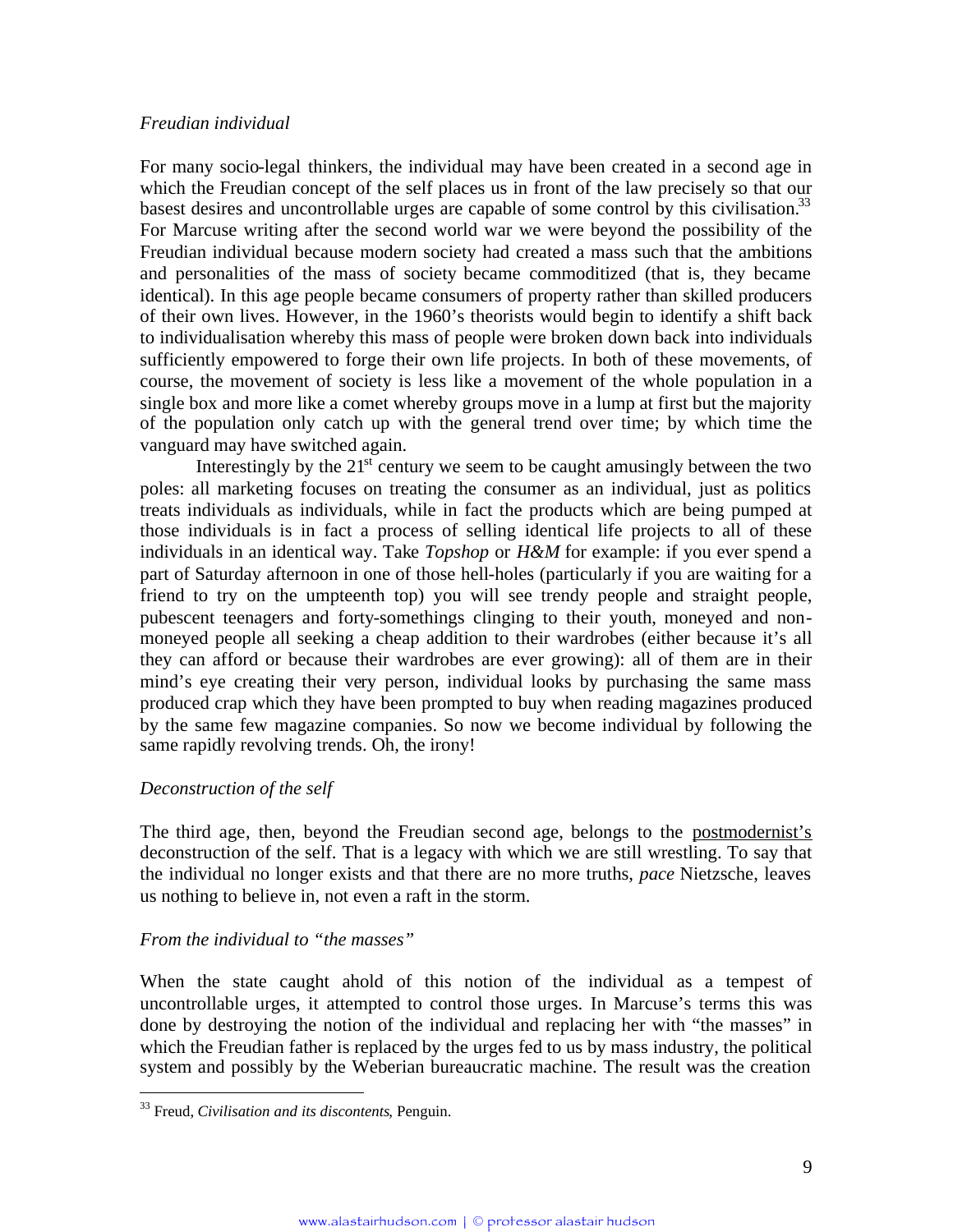### *Freudian individual*

For many socio-legal thinkers, the individual may have been created in a second age in which the Freudian concept of the self places us in front of the law precisely so that our basest desires and uncontrollable urges are capable of some control by this civilisation.[33] For Marcuse writing after the second world war we were beyond the possibility of the Freudian individual because modern society had created a mass such that the ambitions and personalities of the mass of society became commoditized (that is, they became identical). In this age people became consumers of property rather than skilled producers of their own lives. However, in the 1960's theorists would begin to identify a shift back to individualisation whereby this mass of people were broken down back into individuals sufficiently empowered to forge their own life projects. In both of these movements, of course, the movement of society is less like a movement of the whole population in a single box and more like a comet whereby groups move in a lump at first but the majority of the population only catch up with the general trend over time; by which time the vanguard may have switched again.

Interestingly by the 21st century we seem to be caught amusingly between the two poles: all marketing focuses on treating the consumer as an individual, just as politics treats individuals as individuals, while in fact the products which are being pumped at those individuals is in fact a process of selling identical life projects to all of these individuals in an identical way. Take *Topshop* or *H&M* for example: if you ever spend a part of Saturday afternoon in one of those hell-holes (particularly if you are waiting for a friend to try on the umpteenth top) you will see trendy people and straight people, pubescent teenagers and forty-somethings clinging to their youth, moneyed and non-moneyed people all seeking a cheap addition to their wardrobes (either because it's all they can afford or because their wardrobes are ever growing): all of them are in their mind's eye creating their very person, individual looks by purchasing the same mass produced crap which they have been prompted to buy when reading magazines produced by the same few magazine companies. So now we become individual by following the same rapidly revolving trends. Oh, the irony!

### *Deconstruction of the self*

The third age, then, beyond the Freudian second age, belongs to the postmodernist's deconstruction of the self. That is a legacy with which we are still wrestling. To say that the individual no longer exists and that there are no more truths, *pace* Nietzsche, leaves us nothing to believe in, not even a raft in the storm.

### *From the individual to "the masses"*

When the state caught ahold of this notion of the individual as a tempest of uncontrollable urges, it attempted to control those urges. In Marcuse's terms this was done by destroying the notion of the individual and replacing her with "the masses" in which the Freudian father is replaced by the urges fed to us by mass industry, the political system and possibly by the Weberian bureaucratic machine. The result was the creation

---

[33] Freud, *Civilisation and its discontents*, Penguin.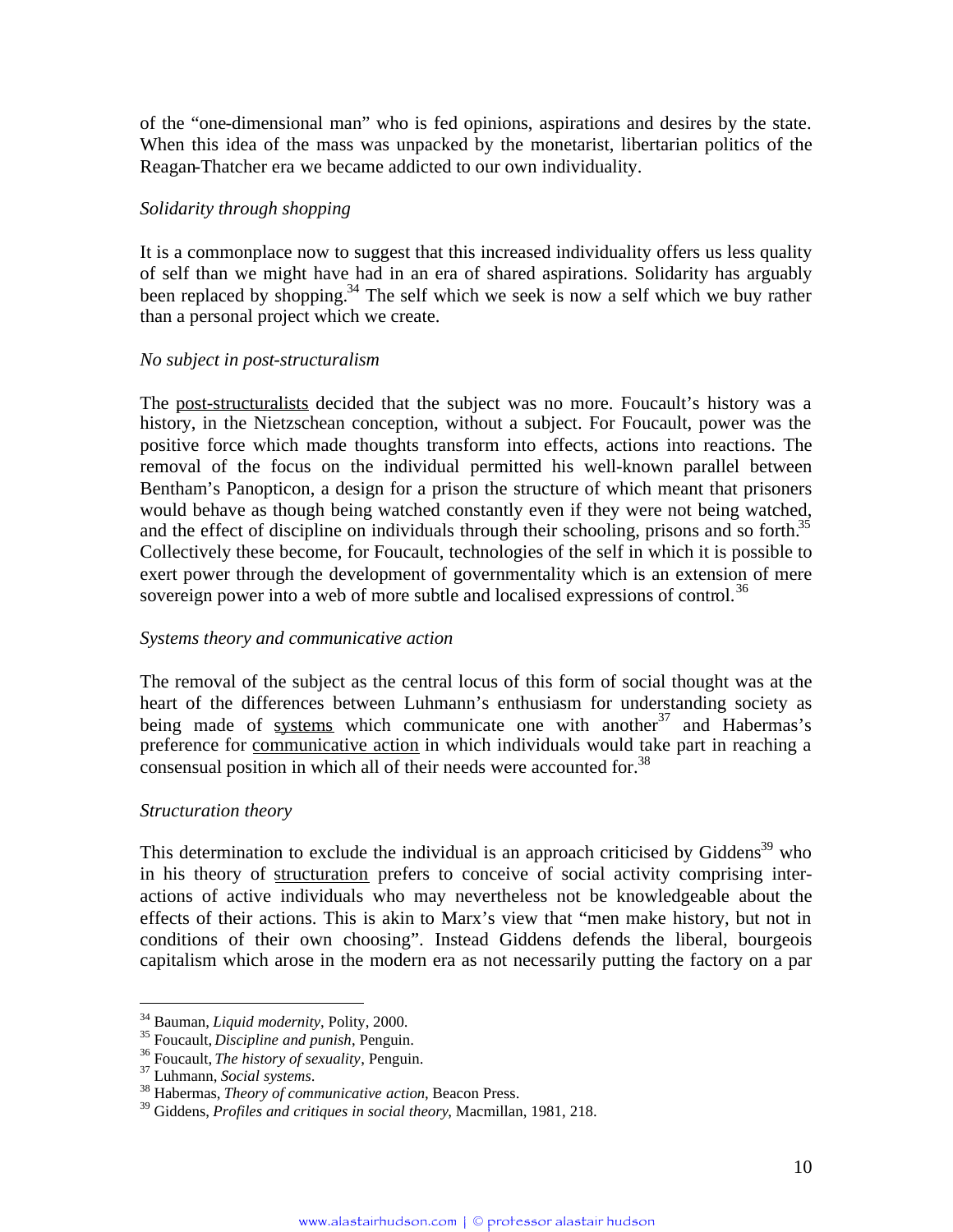of the "one-dimensional man" who is fed opinions, aspirations and desires by the state. When this idea of the mass was unpacked by the monetarist, libertarian politics of the Reagan-Thatcher era we became addicted to our own individuality.

*Solidarity through shopping*

It is a commonplace now to suggest that this increased individuality offers us less quality of self than we might have had in an era of shared aspirations. Solidarity has arguably been replaced by shopping.[34] The self which we seek is now a self which we buy rather than a personal project which we create.

*No subject in post-structuralism*

The post-structuralists decided that the subject was no more. Foucault's history was a history, in the Nietzschean conception, without a subject. For Foucault, power was the positive force which made thoughts transform into effects, actions into reactions. The removal of the focus on the individual permitted his well-known parallel between Bentham's Panopticon, a design for a prison the structure of which meant that prisoners would behave as though being watched constantly even if they were not being watched, and the effect of discipline on individuals through their schooling, prisons and so forth.[35] Collectively these become, for Foucault, technologies of the self in which it is possible to exert power through the development of governmentality which is an extension of mere sovereign power into a web of more subtle and localised expressions of control.[36]

*Systems theory and communicative action*

The removal of the subject as the central locus of this form of social thought was at the heart of the differences between Luhmann's enthusiasm for understanding society as being made of systems which communicate one with another[37] and Habermas's preference for communicative action in which individuals would take part in reaching a consensual position in which all of their needs were accounted for.[38]

*Structuration theory*

This determination to exclude the individual is an approach criticised by Giddens[39] who in his theory of structuration prefers to conceive of social activity comprising inter-actions of active individuals who may nevertheless not be knowledgeable about the effects of their actions. This is akin to Marx's view that "men make history, but not in conditions of their own choosing". Instead Giddens defends the liberal, bourgeois capitalism which arose in the modern era as not necessarily putting the factory on a par

---

[34] Bauman, *Liquid modernity*, Polity, 2000.

[35] Foucault, *Discipline and punish*, Penguin.

[36] Foucault, *The history of sexuality*, Penguin.

[37] Luhmann, *Social systems*.

[38] Habermas, *Theory of communicative action*, Beacon Press.

[39] Giddens, *Profiles and critiques in social theory*, Macmillan, 1981, 218.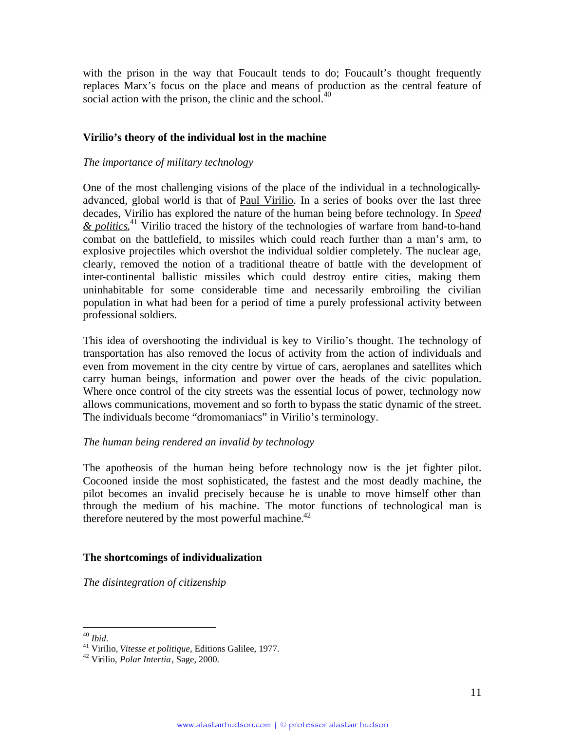with the prison in the way that Foucault tends to do; Foucault's thought frequently replaces Marx's focus on the place and means of production as the central feature of social action with the prison, the clinic and the school.[40]

### Virilio's theory of the individual lost in the machine

*The importance of military technology*

One of the most challenging visions of the place of the individual in a technologically-advanced, global world is that of Paul Virilio. In a series of books over the last three decades, Virilio has explored the nature of the human being before technology. In *Speed & politics*,[41] Virilio traced the history of the technologies of warfare from hand-to-hand combat on the battlefield, to missiles which could reach further than a man's arm, to explosive projectiles which overshot the individual soldier completely. The nuclear age, clearly, removed the notion of a traditional theatre of battle with the development of inter-continental ballistic missiles which could destroy entire cities, making them uninhabitable for some considerable time and necessarily embroiling the civilian population in what had been for a period of time a purely professional activity between professional soldiers.

This idea of overshooting the individual is key to Virilio's thought. The technology of transportation has also removed the locus of activity from the action of individuals and even from movement in the city centre by virtue of cars, aeroplanes and satellites which carry human beings, information and power over the heads of the civic population. Where once control of the city streets was the essential locus of power, technology now allows communications, movement and so forth to bypass the static dynamic of the street. The individuals become "dromomaniacs" in Virilio's terminology.

*The human being rendered an invalid by technology*

The apotheosis of the human being before technology now is the jet fighter pilot. Cocooned inside the most sophisticated, the fastest and the most deadly machine, the pilot becomes an invalid precisely because he is unable to move himself other than through the medium of his machine. The motor functions of technological man is therefore neutered by the most powerful machine.[42]

### The shortcomings of individualization

*The disintegration of citizenship*

---

[40] *Ibid*.

[41] Virilio, *Vitesse et politique*, Editions Galilee, 1977.

[42] Virilio, *Polar Intertia*, Sage, 2000.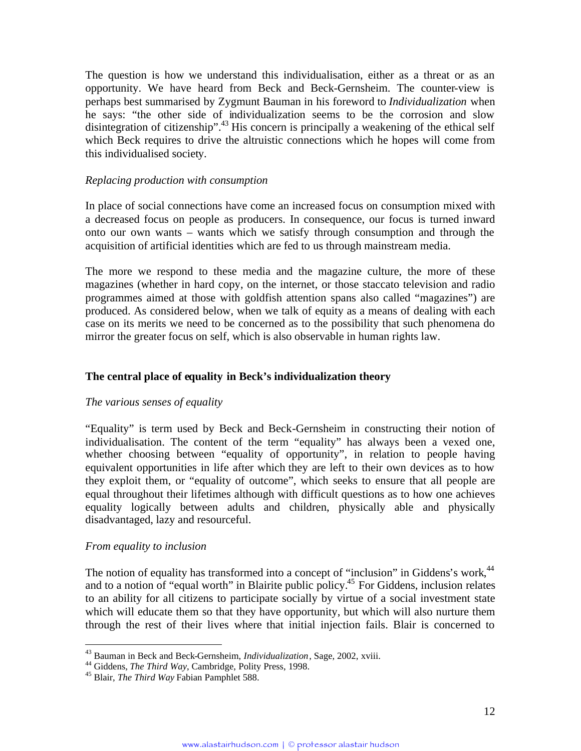The question is how we understand this individualisation, either as a threat or as an opportunity. We have heard from Beck and Beck-Gernsheim. The counter-view is perhaps best summarised by Zygmunt Bauman in his foreword to *Individualization* when he says: "the other side of individualization seems to be the corrosion and slow disintegration of citizenship".[43] His concern is principally a weakening of the ethical self which Beck requires to drive the altruistic connections which he hopes will come from this individualised society.

*Replacing production with consumption*

In place of social connections have come an increased focus on consumption mixed with a decreased focus on people as producers. In consequence, our focus is turned inward onto our own wants – wants which we satisfy through consumption and through the acquisition of artificial identities which are fed to us through mainstream media.

The more we respond to these media and the magazine culture, the more of these magazines (whether in hard copy, on the internet, or those staccato television and radio programmes aimed at those with goldfish attention spans also called "magazines") are produced. As considered below, when we talk of equity as a means of dealing with each case on its merits we need to be concerned as to the possibility that such phenomena do mirror the greater focus on self, which is also observable in human rights law.

## The central place of equality in Beck's individualization theory

*The various senses of equality*

"Equality" is term used by Beck and Beck-Gernsheim in constructing their notion of individualisation. The content of the term "equality" has always been a vexed one, whether choosing between "equality of opportunity", in relation to people having equivalent opportunities in life after which they are left to their own devices as to how they exploit them, or "equality of outcome", which seeks to ensure that all people are equal throughout their lifetimes although with difficult questions as to how one achieves equality logically between adults and children, physically able and physically disadvantaged, lazy and resourceful.

*From equality to inclusion*

The notion of equality has transformed into a concept of "inclusion" in Giddens's work,[44] and to a notion of "equal worth" in Blairite public policy.[45] For Giddens, inclusion relates to an ability for all citizens to participate socially by virtue of a social investment state which will educate them so that they have opportunity, but which will also nurture them through the rest of their lives where that initial injection fails. Blair is concerned to

---

[43] Bauman in Beck and Beck-Gernsheim, *Individualization*, Sage, 2002, xviii.

[44] Giddens, *The Third Way*, Cambridge, Polity Press, 1998.

[45] Blair, *The Third Way* Fabian Pamphlet 588.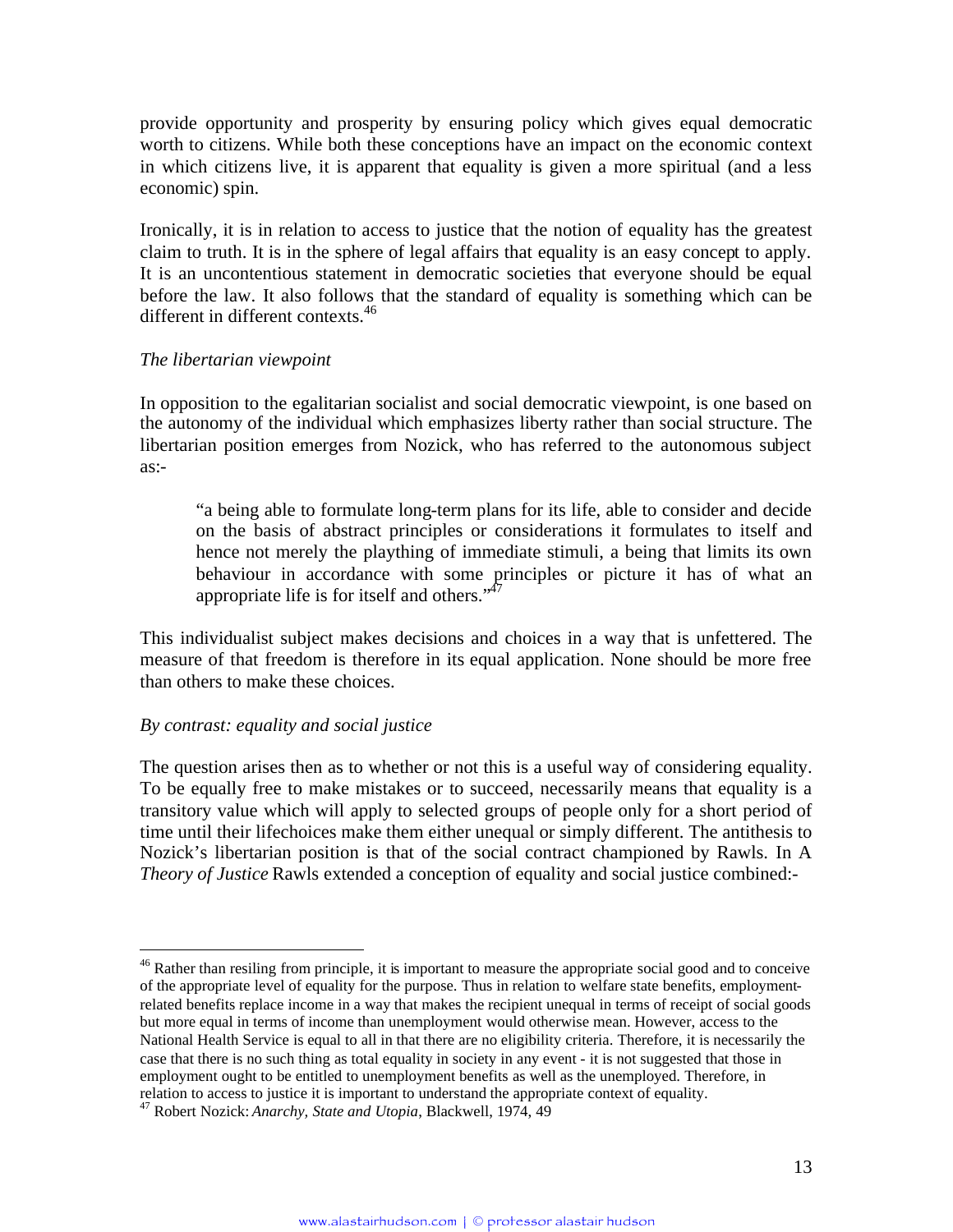provide opportunity and prosperity by ensuring policy which gives equal democratic worth to citizens. While both these conceptions have an impact on the economic context in which citizens live, it is apparent that equality is given a more spiritual (and a less economic) spin.

Ironically, it is in relation to access to justice that the notion of equality has the greatest claim to truth. It is in the sphere of legal affairs that equality is an easy concept to apply. It is an uncontentious statement in democratic societies that everyone should be equal before the law. It also follows that the standard of equality is something which can be different in different contexts.[46]

*The libertarian viewpoint*

In opposition to the egalitarian socialist and social democratic viewpoint, is one based on the autonomy of the individual which emphasizes liberty rather than social structure. The libertarian position emerges from Nozick, who has referred to the autonomous subject as:-

> "a being able to formulate long-term plans for its life, able to consider and decide on the basis of abstract principles or considerations it formulates to itself and hence not merely the plaything of immediate stimuli, a being that limits its own behaviour in accordance with some principles or picture it has of what an appropriate life is for itself and others."[47]

This individualist subject makes decisions and choices in a way that is unfettered. The measure of that freedom is therefore in its equal application. None should be more free than others to make these choices.

*By contrast: equality and social justice*

The question arises then as to whether or not this is a useful way of considering equality. To be equally free to make mistakes or to succeed, necessarily means that equality is a transitory value which will apply to selected groups of people only for a short period of time until their lifechoices make them either unequal or simply different. The antithesis to Nozick's libertarian position is that of the social contract championed by Rawls. In *A Theory of Justice* Rawls extended a conception of equality and social justice combined:-

---

[46] Rather than resiling from principle, it is important to measure the appropriate social good and to conceive of the appropriate level of equality for the purpose. Thus in relation to welfare state benefits, employment-related benefits replace income in a way that makes the recipient unequal in terms of receipt of social goods but more equal in terms of income than unemployment would otherwise mean. However, access to the National Health Service is equal to all in that there are no eligibility criteria. Therefore, it is necessarily the case that there is no such thing as total equality in society in any event - it is not suggested that those in employment ought to be entitled to unemployment benefits as well as the unemployed. Therefore, in relation to access to justice it is important to understand the appropriate context of equality.

[47] Robert Nozick: *Anarchy, State and Utopia*, Blackwell, 1974, 49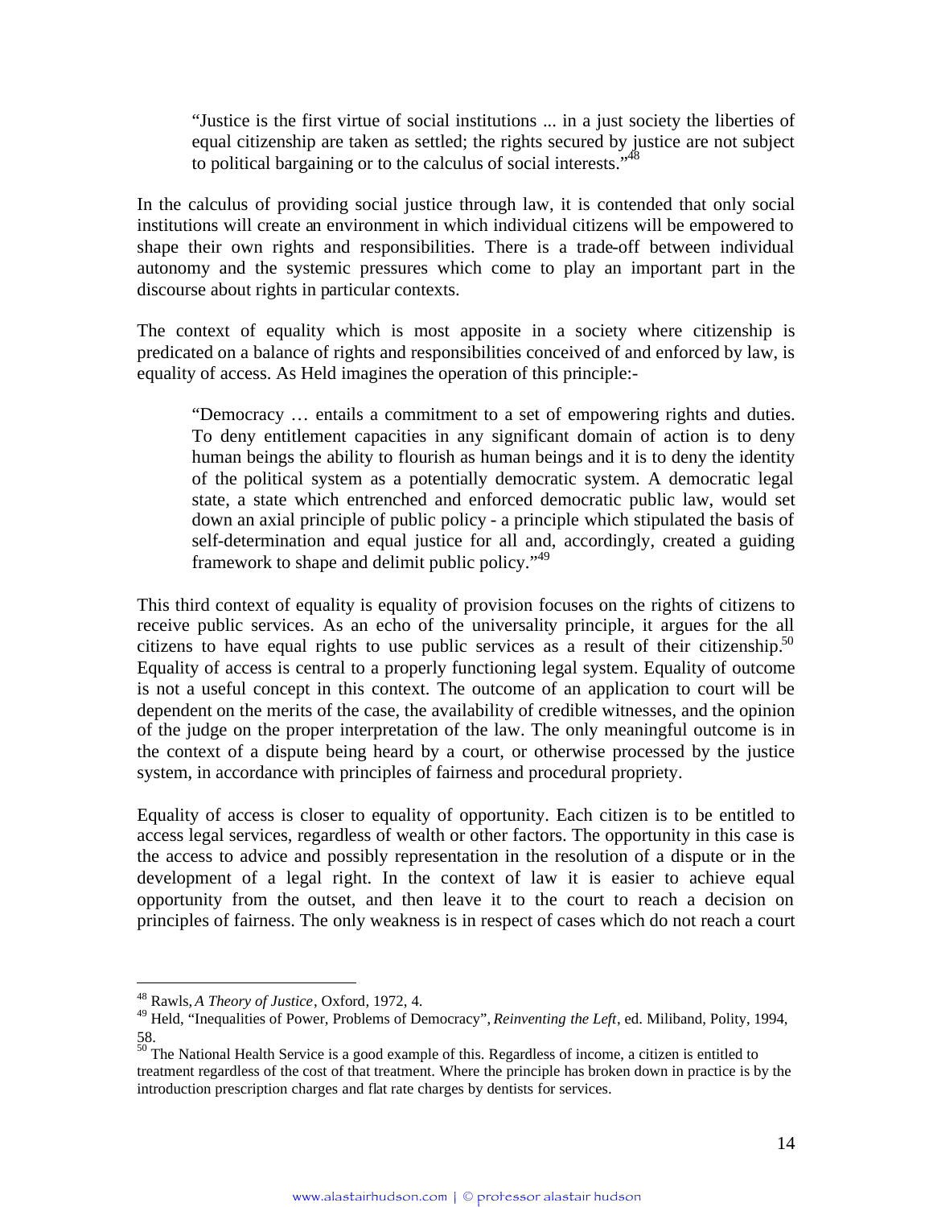> "Justice is the first virtue of social institutions ... in a just society the liberties of equal citizenship are taken as settled; the rights secured by justice are not subject to political bargaining or to the calculus of social interests."[48]

In the calculus of providing social justice through law, it is contended that only social institutions will create an environment in which individual citizens will be empowered to shape their own rights and responsibilities. There is a trade-off between individual autonomy and the systemic pressures which come to play an important part in the discourse about rights in particular contexts.

The context of equality which is most apposite in a society where citizenship is predicated on a balance of rights and responsibilities conceived of and enforced by law, is equality of access. As Held imagines the operation of this principle:-

> "Democracy … entails a commitment to a set of empowering rights and duties. To deny entitlement capacities in any significant domain of action is to deny human beings the ability to flourish as human beings and it is to deny the identity of the political system as a potentially democratic system. A democratic legal state, a state which entrenched and enforced democratic public law, would set down an axial principle of public policy - a principle which stipulated the basis of self-determination and equal justice for all and, accordingly, created a guiding framework to shape and delimit public policy."[49]

This third context of equality is equality of provision focuses on the rights of citizens to receive public services. As an echo of the universality principle, it argues for the all citizens to have equal rights to use public services as a result of their citizenship.[50] Equality of access is central to a properly functioning legal system. Equality of outcome is not a useful concept in this context. The outcome of an application to court will be dependent on the merits of the case, the availability of credible witnesses, and the opinion of the judge on the proper interpretation of the law. The only meaningful outcome is in the context of a dispute being heard by a court, or otherwise processed by the justice system, in accordance with principles of fairness and procedural propriety.

Equality of access is closer to equality of opportunity. Each citizen is to be entitled to access legal services, regardless of wealth or other factors. The opportunity in this case is the access to advice and possibly representation in the resolution of a dispute or in the development of a legal right. In the context of law it is easier to achieve equal opportunity from the outset, and then leave it to the court to reach a decision on principles of fairness. The only weakness is in respect of cases which do not reach a court

---

[48] Rawls, *A Theory of Justice*, Oxford, 1972, 4.

[49] Held, "Inequalities of Power, Problems of Democracy", *Reinventing the Left*, ed. Miliband, Polity, 1994, 58.

[50] The National Health Service is a good example of this. Regardless of income, a citizen is entitled to treatment regardless of the cost of that treatment. Where the principle has broken down in practice is by the introduction prescription charges and flat rate charges by dentists for services.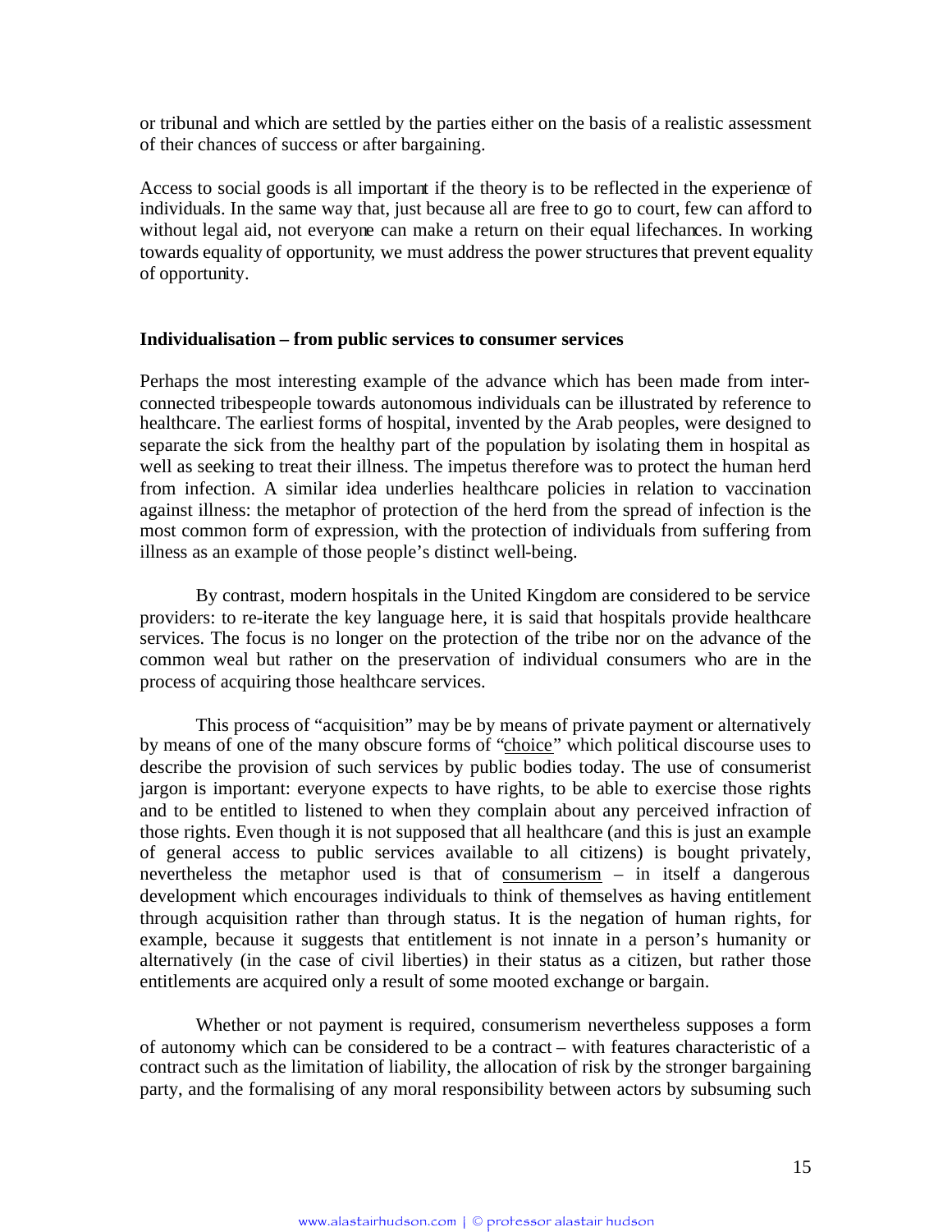or tribunal and which are settled by the parties either on the basis of a realistic assessment of their chances of success or after bargaining.

Access to social goods is all important if the theory is to be reflected in the experience of individuals. In the same way that, just because all are free to go to court, few can afford to without legal aid, not everyone can make a return on their equal lifechances. In working towards equality of opportunity, we must address the power structures that prevent equality of opportunity.

**Individualisation – from public services to consumer services**

Perhaps the most interesting example of the advance which has been made from inter-connected tribespeople towards autonomous individuals can be illustrated by reference to healthcare. The earliest forms of hospital, invented by the Arab peoples, were designed to separate the sick from the healthy part of the population by isolating them in hospital as well as seeking to treat their illness. The impetus therefore was to protect the human herd from infection. A similar idea underlies healthcare policies in relation to vaccination against illness: the metaphor of protection of the herd from the spread of infection is the most common form of expression, with the protection of individuals from suffering from illness as an example of those people's distinct well-being.

By contrast, modern hospitals in the United Kingdom are considered to be service providers: to re-iterate the key language here, it is said that hospitals provide healthcare services. The focus is no longer on the protection of the tribe nor on the advance of the common weal but rather on the preservation of individual consumers who are in the process of acquiring those healthcare services.

This process of "acquisition" may be by means of private payment or alternatively by means of one of the many obscure forms of "choice" which political discourse uses to describe the provision of such services by public bodies today. The use of consumerist jargon is important: everyone expects to have rights, to be able to exercise those rights and to be entitled to listened to when they complain about any perceived infraction of those rights. Even though it is not supposed that all healthcare (and this is just an example of general access to public services available to all citizens) is bought privately, nevertheless the metaphor used is that of consumerism – in itself a dangerous development which encourages individuals to think of themselves as having entitlement through acquisition rather than through status. It is the negation of human rights, for example, because it suggests that entitlement is not innate in a person's humanity or alternatively (in the case of civil liberties) in their status as a citizen, but rather those entitlements are acquired only a result of some mooted exchange or bargain.

Whether or not payment is required, consumerism nevertheless supposes a form of autonomy which can be considered to be a contract – with features characteristic of a contract such as the limitation of liability, the allocation of risk by the stronger bargaining party, and the formalising of any moral responsibility between actors by subsuming such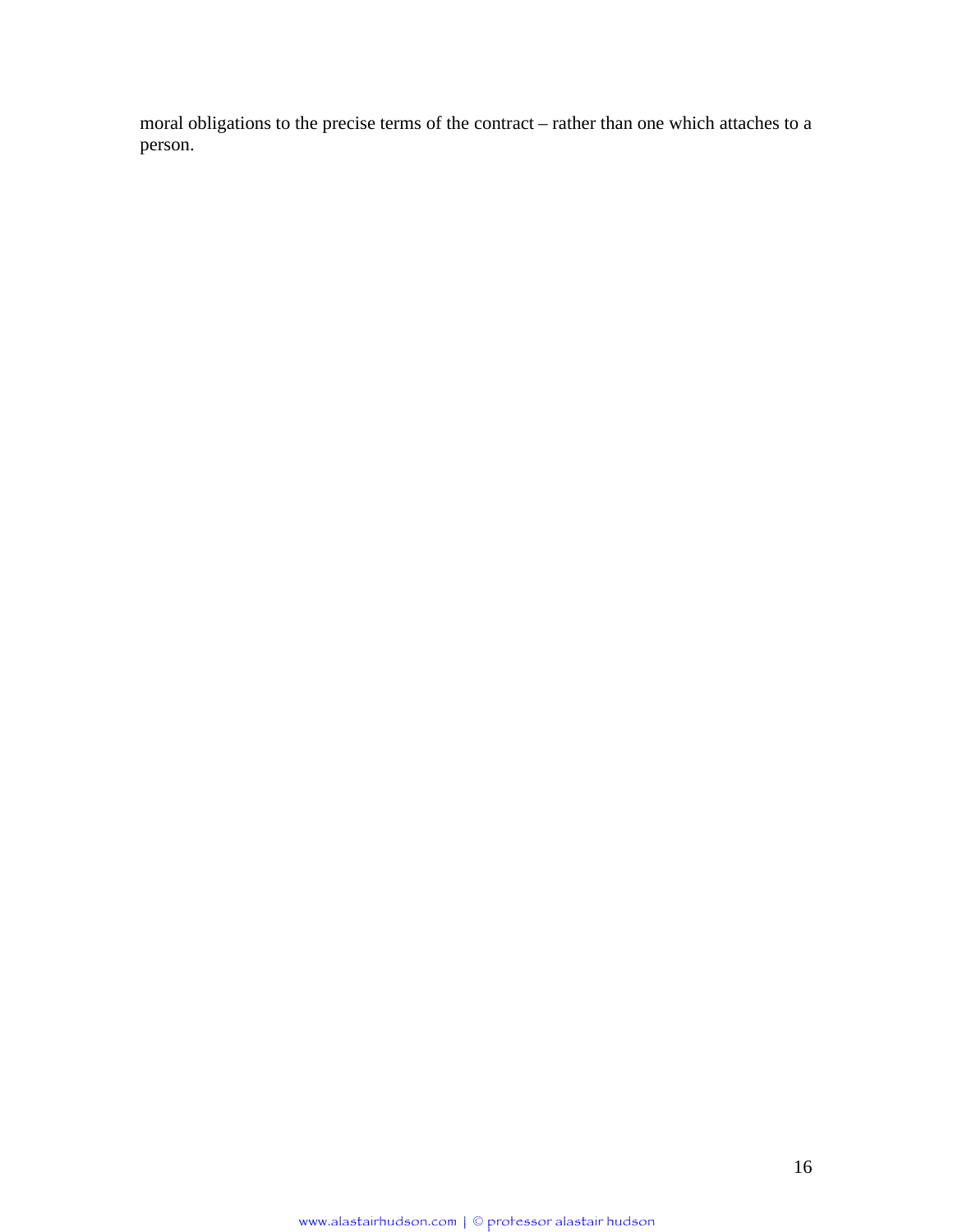moral obligations to the precise terms of the contract – rather than one which attaches to a person.